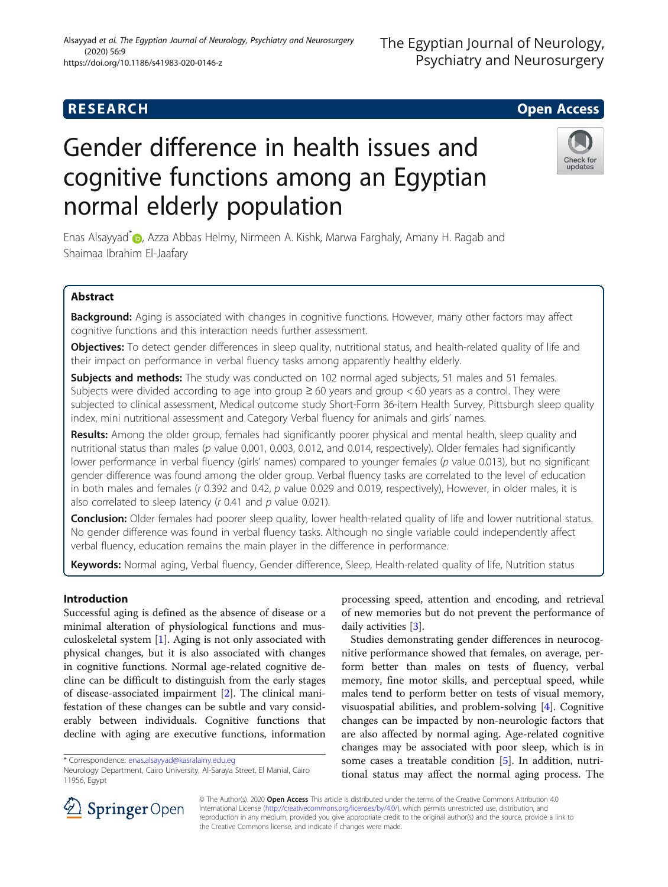RESEARCH

Open Access

# Gender difference in health issues and cognitive functions among an Egyptian normal elderly population

Enas Alsayyad*, Azza Abbas Helmy, Nirmeen A. Kishk, Marwa Farghaly, Amany H. Ragab and Shaimaa Ibrahim El-Jaafary

## Abstract

**Background:** Aging is associated with changes in cognitive functions. However, many other factors may affect cognitive functions and this interaction needs further assessment.

**Objectives:** To detect gender differences in sleep quality, nutritional status, and health-related quality of life and their impact on performance in verbal fluency tasks among apparently healthy elderly.

**Subjects and methods:** The study was conducted on 102 normal aged subjects, 51 males and 51 females. Subjects were divided according to age into group ≥ 60 years and group < 60 years as a control. They were subjected to clinical assessment, Medical outcome study Short-Form 36-item Health Survey, Pittsburgh sleep quality index, mini nutritional assessment and Category Verbal fluency for animals and girls' names.

**Results:** Among the older group, females had significantly poorer physical and mental health, sleep quality and nutritional status than males (*p* value 0.001, 0.003, 0.012, and 0.014, respectively). Older females had significantly lower performance in verbal fluency (girls' names) compared to younger females (*p* value 0.013), but no significant gender difference was found among the older group. Verbal fluency tasks are correlated to the level of education in both males and females (*r* 0.392 and 0.42, *p* value 0.029 and 0.019, respectively), However, in older males, it is also correlated to sleep latency (*r* 0.41 and *p* value 0.021).

**Conclusion:** Older females had poorer sleep quality, lower health-related quality of life and lower nutritional status. No gender difference was found in verbal fluency tasks. Although no single variable could independently affect verbal fluency, education remains the main player in the difference in performance.

**Keywords:** Normal aging, Verbal fluency, Gender difference, Sleep, Health-related quality of life, Nutrition status

## Introduction

Successful aging is defined as the absence of disease or a minimal alteration of physiological functions and musculoskeletal system [1]. Aging is not only associated with physical changes, but it is also associated with changes in cognitive functions. Normal age-related cognitive decline can be difficult to distinguish from the early stages of disease-associated impairment [2]. The clinical manifestation of these changes can be subtle and vary considerably between individuals. Cognitive functions that decline with aging are executive functions, information processing speed, attention and encoding, and retrieval of new memories but do not prevent the performance of daily activities [3].

Studies demonstrating gender differences in neurocognitive performance showed that females, on average, perform better than males on tests of fluency, verbal memory, fine motor skills, and perceptual speed, while males tend to perform better on tests of visual memory, visuospatial abilities, and problem-solving [4]. Cognitive changes can be impacted by non-neurologic factors that are also affected by normal aging. Age-related cognitive changes may be associated with poor sleep, which is in some cases a treatable condition [5]. In addition, nutritional status may affect the normal aging process. The

\* Correspondence: enas.alsayyad@kasralainy.edu.eg
Neurology Department, Cairo University, Al-Saraya Street, El Manial, Cairo 11956, Egypt

© The Author(s). 2020 **Open Access** This article is distributed under the terms of the Creative Commons Attribution 4.0 International License (http://creativecommons.org/licenses/by/4.0/), which permits unrestricted use, distribution, and reproduction in any medium, provided you give appropriate credit to the original author(s) and the source, provide a link to the Creative Commons license, and indicate if changes were made.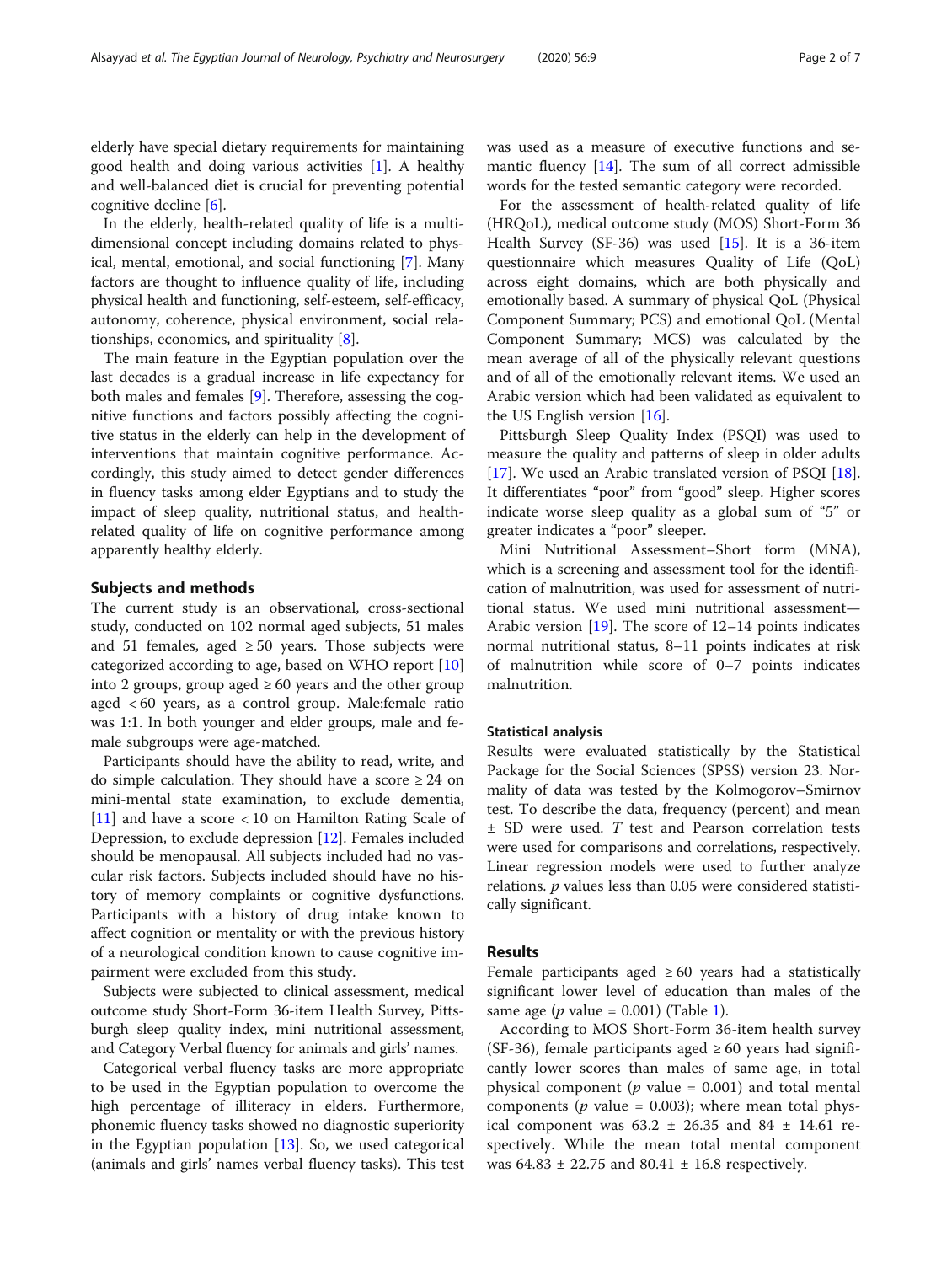elderly have special dietary requirements for maintaining good health and doing various activities [1]. A healthy and well-balanced diet is crucial for preventing potential cognitive decline [6].

In the elderly, health-related quality of life is a multidimensional concept including domains related to physical, mental, emotional, and social functioning [7]. Many factors are thought to influence quality of life, including physical health and functioning, self-esteem, self-efficacy, autonomy, coherence, physical environment, social relationships, economics, and spirituality [8].

The main feature in the Egyptian population over the last decades is a gradual increase in life expectancy for both males and females [9]. Therefore, assessing the cognitive functions and factors possibly affecting the cognitive status in the elderly can help in the development of interventions that maintain cognitive performance. Accordingly, this study aimed to detect gender differences in fluency tasks among elder Egyptians and to study the impact of sleep quality, nutritional status, and health-related quality of life on cognitive performance among apparently healthy elderly.

## Subjects and methods

The current study is an observational, cross-sectional study, conducted on 102 normal aged subjects, 51 males and 51 females, aged ≥ 50 years. Those subjects were categorized according to age, based on WHO report [10] into 2 groups, group aged ≥ 60 years and the other group aged < 60 years, as a control group. Male:female ratio was 1:1. In both younger and elder groups, male and female subgroups were age-matched.

Participants should have the ability to read, write, and do simple calculation. They should have a score ≥ 24 on mini-mental state examination, to exclude dementia, [11] and have a score < 10 on Hamilton Rating Scale of Depression, to exclude depression [12]. Females included should be menopausal. All subjects included had no vascular risk factors. Subjects included should have no history of memory complaints or cognitive dysfunctions. Participants with a history of drug intake known to affect cognition or mentality or with the previous history of a neurological condition known to cause cognitive impairment were excluded from this study.

Subjects were subjected to clinical assessment, medical outcome study Short-Form 36-item Health Survey, Pittsburgh sleep quality index, mini nutritional assessment, and Category Verbal fluency for animals and girls' names.

Categorical verbal fluency tasks are more appropriate to be used in the Egyptian population to overcome the high percentage of illiteracy in elders. Furthermore, phonemic fluency tasks showed no diagnostic superiority in the Egyptian population [13]. So, we used categorical (animals and girls' names verbal fluency tasks). This test was used as a measure of executive functions and semantic fluency [14]. The sum of all correct admissible words for the tested semantic category were recorded.

For the assessment of health-related quality of life (HRQoL), medical outcome study (MOS) Short-Form 36 Health Survey (SF-36) was used [15]. It is a 36-item questionnaire which measures Quality of Life (QoL) across eight domains, which are both physically and emotionally based. A summary of physical QoL (Physical Component Summary; PCS) and emotional QoL (Mental Component Summary; MCS) was calculated by the mean average of all of the physically relevant questions and of all of the emotionally relevant items. We used an Arabic version which had been validated as equivalent to the US English version [16].

Pittsburgh Sleep Quality Index (PSQI) was used to measure the quality and patterns of sleep in older adults [17]. We used an Arabic translated version of PSQI [18]. It differentiates "poor" from "good" sleep. Higher scores indicate worse sleep quality as a global sum of "5" or greater indicates a "poor" sleeper.

Mini Nutritional Assessment–Short form (MNA), which is a screening and assessment tool for the identification of malnutrition, was used for assessment of nutritional status. We used mini nutritional assessment—Arabic version [19]. The score of 12–14 points indicates normal nutritional status, 8–11 points indicates at risk of malnutrition while score of 0–7 points indicates malnutrition.

### Statistical analysis

Results were evaluated statistically by the Statistical Package for the Social Sciences (SPSS) version 23. Normality of data was tested by the Kolmogorov–Smirnov test. To describe the data, frequency (percent) and mean ± SD were used. *T* test and Pearson correlation tests were used for comparisons and correlations, respectively. Linear regression models were used to further analyze relations. *p* values less than 0.05 were considered statistically significant.

## Results

Female participants aged ≥ 60 years had a statistically significant lower level of education than males of the same age (*p* value = 0.001) (Table 1).

According to MOS Short-Form 36-item health survey (SF-36), female participants aged ≥ 60 years had significantly lower scores than males of same age, in total physical component (*p* value = 0.001) and total mental components (*p* value = 0.003); where mean total physical component was 63.2 ± 26.35 and 84 ± 14.61 respectively. While the mean total mental component was 64.83 ± 22.75 and 80.41 ± 16.8 respectively.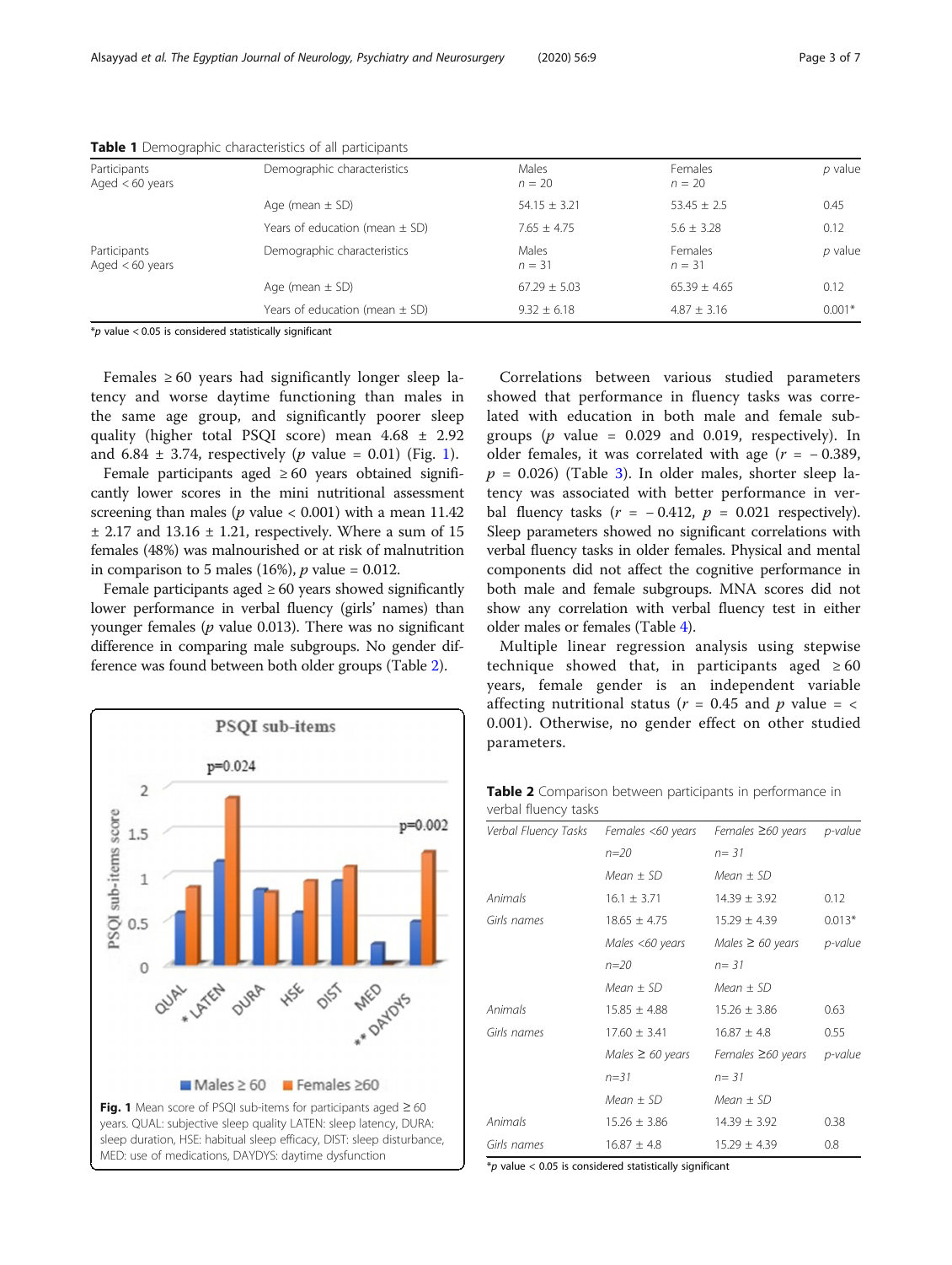**Table 1** Demographic characteristics of all participants

| Participants | Demographic characteristics | Males | Females | *p* value |
|---|---|---|---|---|
| Aged < 60 years | | *n* = 20 | *n* = 20 | |
| | Age (mean ± SD) | 54.15 ± 3.21 | 53.45 ± 2.5 | 0.45 |
| | Years of education (mean ± SD) | 7.65 ± 4.75 | 5.6 ± 3.28 | 0.12 |
| Participants Aged < 60 years | Demographic characteristics | Males *n* = 31 | Females *n* = 31 | *p* value |
| | Age (mean ± SD) | 67.29 ± 5.03 | 65.39 ± 4.65 | 0.12 |
| | Years of education (mean ± SD) | 9.32 ± 6.18 | 4.87 ± 3.16 | 0.001* |

*$p$ value < 0.05 is considered statistically significant

Females ≥ 60 years had significantly longer sleep latency and worse daytime functioning than males in the same age group, and significantly poorer sleep quality (higher total PSQI score) mean 4.68 ± 2.92 and 6.84 ± 3.74, respectively ($p$ value = 0.01) (Fig. 1).

Female participants aged ≥ 60 years obtained significantly lower scores in the mini nutritional assessment screening than males ($p$ value < 0.001) with a mean 11.42 ± 2.17 and 13.16 ± 1.21, respectively. Where a sum of 15 females (48%) was malnourished or at risk of malnutrition in comparison to 5 males (16%), $p$ value = 0.012.

Female participants aged ≥ 60 years showed significantly lower performance in verbal fluency (girls' names) than younger females ($p$ value 0.013). There was no significant difference in comparing male subgroups. No gender difference was found between both older groups (Table 2).

Fig. 1 Mean score of PSQI sub-items for participants aged ≥ 60 years. QUAL: subjective sleep quality LATEN: sleep latency, DURA: sleep duration, HSE: habitual sleep efficacy, DIST: sleep disturbance, MED: use of medications, DAYDYS: daytime dysfunction

Correlations between various studied parameters showed that performance in fluency tasks was correlated with education in both male and female subgroups ($p$ value = 0.029 and 0.019, respectively). In older females, it was correlated with age ($r$ = − 0.389, $p$ = 0.026) (Table 3). In older males, shorter sleep latency was associated with better performance in verbal fluency tasks ($r$ = − 0.412, $p$ = 0.021 respectively). Sleep parameters showed no significant correlations with verbal fluency tasks in older females. Physical and mental components did not affect the cognitive performance in both male and female subgroups. MNA scores did not show any correlation with verbal fluency test in either older males or females (Table 4).

Multiple linear regression analysis using stepwise technique showed that, in participants aged ≥ 60 years, female gender is an independent variable affecting nutritional status ($r$ = 0.45 and $p$ value = < 0.001). Otherwise, no gender effect on other studied parameters.

**Table 2** Comparison between participants in performance in verbal fluency tasks

| *Verbal Fluency Tasks* | *Females <60 years* | *Females ≥60 years* | *p-value* |
|---|---|---|---|
| | *n=20* | *n= 31* | |
| | *Mean ± SD* | *Mean ± SD* | |
| *Animals* | 16.1 ± 3.71 | 14.39 ± 3.92 | 0.12 |
| *Girls names* | 18.65 ± 4.75 | 15.29 ± 4.39 | 0.013* |
| | *Males <60 years* | *Males ≥ 60 years* | *p-value* |
| | *n=20* | *n= 31* | |
| | *Mean ± SD* | *Mean ± SD* | |
| *Animals* | 15.85 ± 4.88 | 15.26 ± 3.86 | 0.63 |
| *Girls names* | 17.60 ± 3.41 | 16.87 ± 4.8 | 0.55 |
| | *Males ≥ 60 years* | *Females ≥60 years* | *p-value* |
| | *n=31* | *n= 31* | |
| | *Mean ± SD* | *Mean ± SD* | |
| *Animals* | 15.26 ± 3.86 | 14.39 ± 3.92 | 0.38 |
| *Girls names* | 16.87 ± 4.8 | 15.29 ± 4.39 | 0.8 |

*$p$ value < 0.05 is considered statistically significant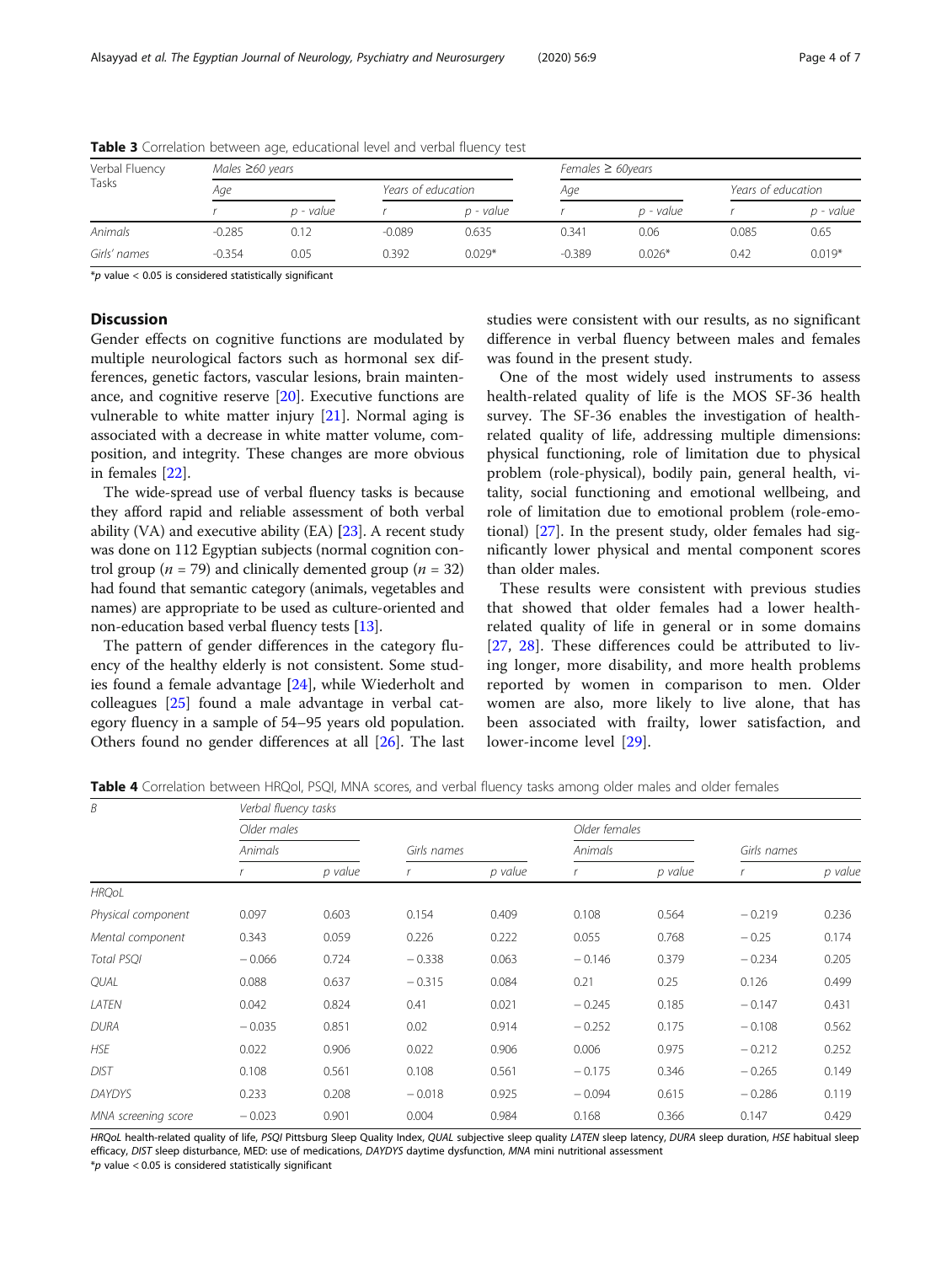**Table 3** Correlation between age, educational level and verbal fluency test

| Verbal Fluency Tasks | Males ≥60 years | | | | Females ≥ 60years | | | |
|---|---|---|---|---|---|---|---|---|
| | Age | | Years of education | | Age | | Years of education | |
| | r | p - value | r | p - value | r | p - value | r | p - value |
| Animals | -0.285 | 0.12 | -0.089 | 0.635 | 0.341 | 0.06 | 0.085 | 0.65 |
| Girls' names | -0.354 | 0.05 | 0.392 | 0.029* | -0.389 | 0.026* | 0.42 | 0.019* |

*p value < 0.05 is considered statistically significant

## Discussion

Gender effects on cognitive functions are modulated by multiple neurological factors such as hormonal sex differences, genetic factors, vascular lesions, brain maintenance, and cognitive reserve [20]. Executive functions are vulnerable to white matter injury [21]. Normal aging is associated with a decrease in white matter volume, composition, and integrity. These changes are more obvious in females [22].

The wide-spread use of verbal fluency tasks is because they afford rapid and reliable assessment of both verbal ability (VA) and executive ability (EA) [23]. A recent study was done on 112 Egyptian subjects (normal cognition control group ($n = 79$) and clinically demented group ($n = 32$) had found that semantic category (animals, vegetables and names) are appropriate to be used as culture-oriented and non-education based verbal fluency tests [13].

The pattern of gender differences in the category fluency of the healthy elderly is not consistent. Some studies found a female advantage [24], while Wiederholt and colleagues [25] found a male advantage in verbal category fluency in a sample of 54–95 years old population. Others found no gender differences at all [26]. The last studies were consistent with our results, as no significant difference in verbal fluency between males and females was found in the present study.

One of the most widely used instruments to assess health-related quality of life is the MOS SF-36 health survey. The SF-36 enables the investigation of health-related quality of life, addressing multiple dimensions: physical functioning, role of limitation due to physical problem (role-physical), bodily pain, general health, vitality, social functioning and emotional wellbeing, and role of limitation due to emotional problem (role-emotional) [27]. In the present study, older females had significantly lower physical and mental component scores than older males.

These results were consistent with previous studies that showed that older females had a lower health-related quality of life in general or in some domains [27, 28]. These differences could be attributed to living longer, more disability, and more health problems reported by women in comparison to men. Older women are also, more likely to live alone, that has been associated with frailty, lower satisfaction, and lower-income level [29].

**Table 4** Correlation between HRQol, PSQI, MNA scores, and verbal fluency tasks among older males and older females

| B | Verbal fluency tasks | | | | | | | |
|---|---|---|---|---|---|---|---|---|
| | Older males | | | | Older females | | | |
| | Animals | | Girls names | | Animals | | Girls names | |
| | r | p value | r | p value | r | p value | r | p value |
| HRQoL | | | | | | | | |
| Physical component | 0.097 | 0.603 | 0.154 | 0.409 | 0.108 | 0.564 | −0.219 | 0.236 |
| Mental component | 0.343 | 0.059 | 0.226 | 0.222 | 0.055 | 0.768 | −0.25 | 0.174 |
| Total PSQI | −0.066 | 0.724 | −0.338 | 0.063 | −0.146 | 0.379 | −0.234 | 0.205 |
| QUAL | 0.088 | 0.637 | −0.315 | 0.084 | 0.21 | 0.25 | 0.126 | 0.499 |
| LATEN | 0.042 | 0.824 | 0.41 | 0.021 | −0.245 | 0.185 | −0.147 | 0.431 |
| DURA | −0.035 | 0.851 | 0.02 | 0.914 | −0.252 | 0.175 | −0.108 | 0.562 |
| HSE | 0.022 | 0.906 | 0.022 | 0.906 | 0.006 | 0.975 | −0.212 | 0.252 |
| DIST | 0.108 | 0.561 | 0.108 | 0.561 | −0.175 | 0.346 | −0.265 | 0.149 |
| DAYDYS | 0.233 | 0.208 | −0.018 | 0.925 | −0.094 | 0.615 | −0.286 | 0.119 |
| MNA screening score | −0.023 | 0.901 | 0.004 | 0.984 | 0.168 | 0.366 | 0.147 | 0.429 |

*HRQoL* health-related quality of life, *PSQI* Pittsburg Sleep Quality Index, *QUAL* subjective sleep quality *LATEN* sleep latency, *DURA* sleep duration, *HSE* habitual sleep efficacy, *DIST* sleep disturbance, MED: use of medications, *DAYDYS* daytime dysfunction, *MNA* mini nutritional assessment

*p value < 0.05 is considered statistically significant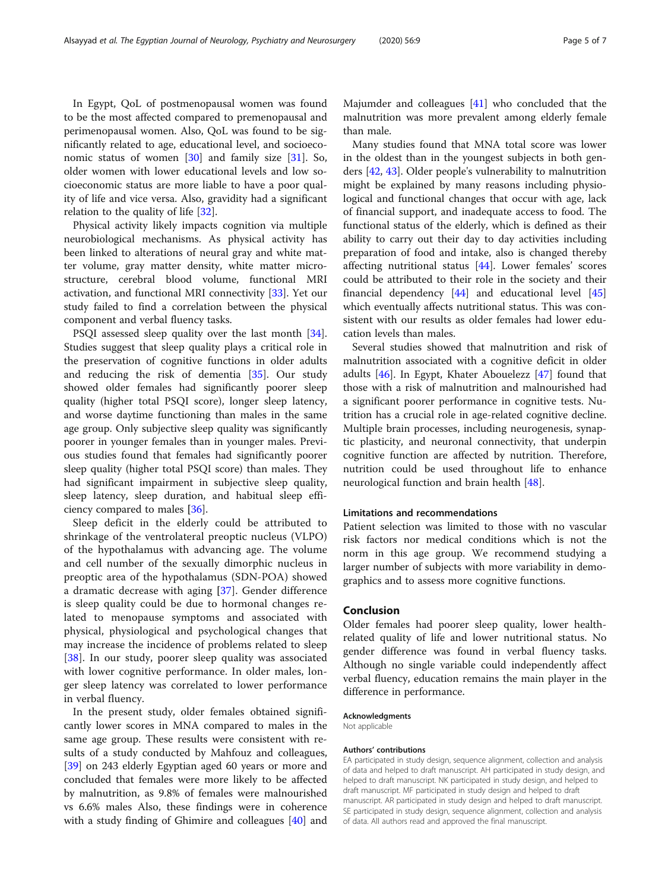In Egypt, QoL of postmenopausal women was found to be the most affected compared to premenopausal and perimenopausal women. Also, QoL was found to be significantly related to age, educational level, and socioeconomic status of women [30] and family size [31]. So, older women with lower educational levels and low socioeconomic status are more liable to have a poor quality of life and vice versa. Also, gravidity had a significant relation to the quality of life [32].

Physical activity likely impacts cognition via multiple neurobiological mechanisms. As physical activity has been linked to alterations of neural gray and white matter volume, gray matter density, white matter microstructure, cerebral blood volume, functional MRI activation, and functional MRI connectivity [33]. Yet our study failed to find a correlation between the physical component and verbal fluency tasks.

PSQI assessed sleep quality over the last month [34]. Studies suggest that sleep quality plays a critical role in the preservation of cognitive functions in older adults and reducing the risk of dementia [35]. Our study showed older females had significantly poorer sleep quality (higher total PSQI score), longer sleep latency, and worse daytime functioning than males in the same age group. Only subjective sleep quality was significantly poorer in younger females than in younger males. Previous studies found that females had significantly poorer sleep quality (higher total PSQI score) than males. They had significant impairment in subjective sleep quality, sleep latency, sleep duration, and habitual sleep efficiency compared to males [36].

Sleep deficit in the elderly could be attributed to shrinkage of the ventrolateral preoptic nucleus (VLPO) of the hypothalamus with advancing age. The volume and cell number of the sexually dimorphic nucleus in preoptic area of the hypothalamus (SDN-POA) showed a dramatic decrease with aging [37]. Gender difference is sleep quality could be due to hormonal changes related to menopause symptoms and associated with physical, physiological and psychological changes that may increase the incidence of problems related to sleep [38]. In our study, poorer sleep quality was associated with lower cognitive performance. In older males, longer sleep latency was correlated to lower performance in verbal fluency.

In the present study, older females obtained significantly lower scores in MNA compared to males in the same age group. These results were consistent with results of a study conducted by Mahfouz and colleagues, [39] on 243 elderly Egyptian aged 60 years or more and concluded that females were more likely to be affected by malnutrition, as 9.8% of females were malnourished vs 6.6% males Also, these findings were in coherence with a study finding of Ghimire and colleagues [40] and Majumder and colleagues [41] who concluded that the malnutrition was more prevalent among elderly female than male.

Many studies found that MNA total score was lower in the oldest than in the youngest subjects in both genders [42, 43]. Older people's vulnerability to malnutrition might be explained by many reasons including physiological and functional changes that occur with age, lack of financial support, and inadequate access to food. The functional status of the elderly, which is defined as their ability to carry out their day to day activities including preparation of food and intake, also is changed thereby affecting nutritional status [44]. Lower females' scores could be attributed to their role in the society and their financial dependency [44] and educational level [45] which eventually affects nutritional status. This was consistent with our results as older females had lower education levels than males.

Several studies showed that malnutrition and risk of malnutrition associated with a cognitive deficit in older adults [46]. In Egypt, Khater Abouelezz [47] found that those with a risk of malnutrition and malnourished had a significant poorer performance in cognitive tests. Nutrition has a crucial role in age-related cognitive decline. Multiple brain processes, including neurogenesis, synaptic plasticity, and neuronal connectivity, that underpin cognitive function are affected by nutrition. Therefore, nutrition could be used throughout life to enhance neurological function and brain health [48].

### Limitations and recommendations

Patient selection was limited to those with no vascular risk factors nor medical conditions which is not the norm in this age group. We recommend studying a larger number of subjects with more variability in demographics and to assess more cognitive functions.

## Conclusion

Older females had poorer sleep quality, lower health-related quality of life and lower nutritional status. No gender difference was found in verbal fluency tasks. Although no single variable could independently affect verbal fluency, education remains the main player in the difference in performance.

#### Acknowledgments

Not applicable

#### Authors' contributions

EA participated in study design, sequence alignment, collection and analysis of data and helped to draft manuscript. AH participated in study design, and helped to draft manuscript. NK participated in study design, and helped to draft manuscript. MF participated in study design and helped to draft manuscript. AR participated in study design and helped to draft manuscript. SE participated in study design, sequence alignment, collection and analysis of data. All authors read and approved the final manuscript.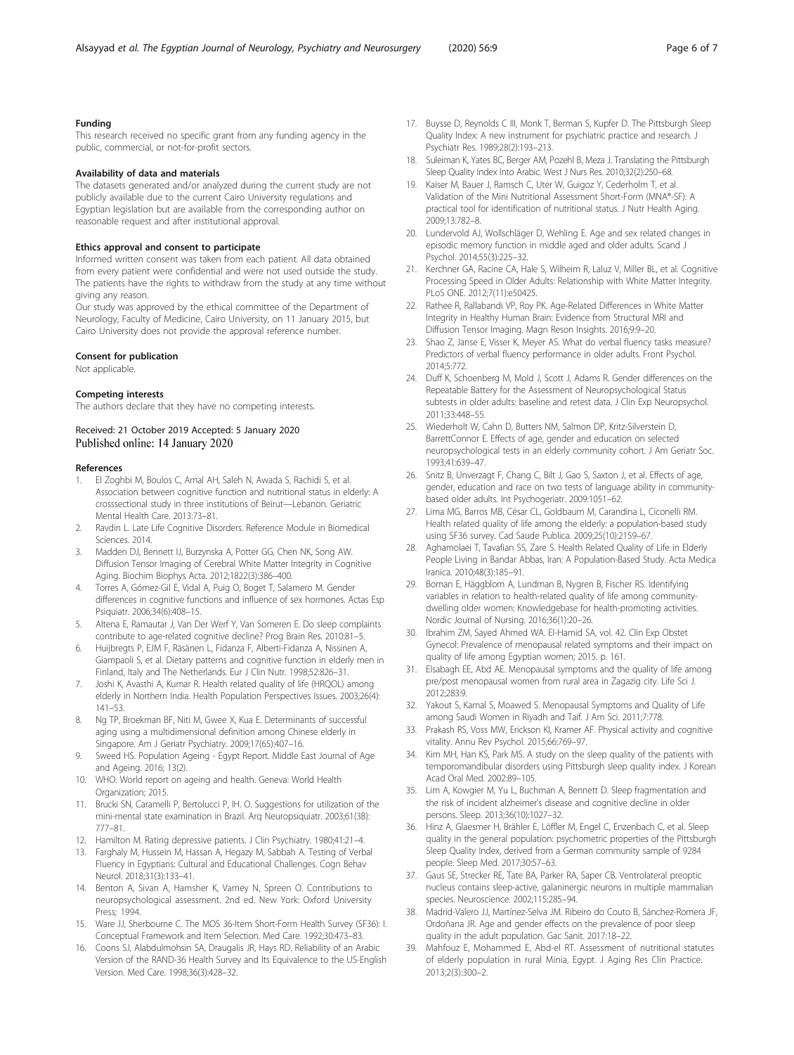### Funding

This research received no specific grant from any funding agency in the public, commercial, or not-for-profit sectors.

### Availability of data and materials

The datasets generated and/or analyzed during the current study are not publicly available due to the current Cairo University regulations and Egyptian legislation but are available from the corresponding author on reasonable request and after institutional approval.

### Ethics approval and consent to participate

Informed written consent was taken from each patient. All data obtained from every patient were confidential and were not used outside the study. The patients have the rights to withdraw from the study at any time without giving any reason.

Our study was approved by the ethical committee of the Department of Neurology, Faculty of Medicine, Cairo University, on 11 January 2015, but Cairo University does not provide the approval reference number.

### Consent for publication

Not applicable.

### Competing interests

The authors declare that they have no competing interests.

Received: 21 October 2019 Accepted: 5 January 2020
Published online: 14 January 2020

### References

1. El Zoghbi M, Boulos C, Amal AH, Saleh N, Awada S, Rachidi S, et al. Association between cognitive function and nutritional status in elderly: A crosssectional study in three institutions of Beirut—Lebanon. Geriatric Mental Health Care. 2013:73–81.
2. Ravdin L. Late Life Cognitive Disorders. Reference Module in Biomedical Sciences. 2014.
3. Madden DJ, Bennett IJ, Burzynska A, Potter GG, Chen NK, Song AW. Diffusion Tensor Imaging of Cerebral White Matter Integrity in Cognitive Aging. Biochim Biophys Acta. 2012;1822(3):386–400.
4. Torres A, Gómez-Gil E, Vidal A, Puig O, Boget T, Salamero M. Gender differences in cognitive functions and influence of sex hormones. Actas Esp Psiquiatr. 2006;34(6):408–15.
5. Altena E, Ramautar J, Van Der Werf Y, Van Someren E. Do sleep complaints contribute to age-related cognitive decline? Prog Brain Res. 2010:81–5.
6. Huijbregts P, EJM F, Räsänen L, Fidanza F, Alberti-Fidanza A, Nissinen A, Giampaoli S, et al. Dietary patterns and cognitive function in elderly men in Finland, Italy and The Netherlands. Eur J Clin Nutr. 1998;52:826–31.
7. Joshi K, Avasthi A, Kumar R. Health related quality of life (HRQOL) among elderly in Northern India. Health Population Perspectives Issues. 2003;26(4): 141–53.
8. Ng TP, Broekman BF, Niti M, Gwee X, Kua E. Determinants of successful aging using a multidimensional definition among Chinese elderly in Singapore. Am J Geriatr Psychiatry. 2009;17(65):407–16.
9. Sweed HS. Population Ageing - Egypt Report. Middle East Journal of Age and Ageing. 2016; 13(2).
10. WHO. World report on ageing and health. Geneva: World Health Organization; 2015.
11. Brucki SN, Caramelli P, Bertolucci P, IH. O. Suggestions for utilization of the mini-mental state examination in Brazil. Arq Neuropsiquiatr. 2003;61(3B): 777–81.
12. Hamilton M. Rating depressive patients. J Clin Psychiatry. 1980;41:21–4.
13. Farghaly M, Hussein M, Hassan A, Hegazy M, Sabbah A. Testing of Verbal Fluency in Egyptians: Cultural and Educational Challenges. Cogn Behav Neurol. 2018;31(3):133–41.
14. Benton A, Sivan A, Hamsher K, Varney N, Spreen O. Contributions to neuropsychological assessment. 2nd ed. New York: Oxford University Press; 1994.
15. Ware JJ, Sherbourne C. The MOS 36-Item Short-Form Health Survey (SF36): I. Conceptual Framework and Item Selection. Med Care. 1992;30:473–83.
16. Coons SJ, Alabdulmohsin SA, Draugalis JR, Hays RD. Reliability of an Arabic Version of the RAND-36 Health Survey and Its Equivalence to the US-English Version. Med Care. 1998;36(3):428–32.
17. Buysse D, Reynolds C III, Monk T, Berman S, Kupfer D. The Pittsburgh Sleep Quality Index: A new instrument for psychiatric practice and research. J Psychiatr Res. 1989;28(2):193–213.
18. Suleiman K, Yates BC, Berger AM, Pozehl B, Meza J. Translating the Pittsburgh Sleep Quality Index Into Arabic. West J Nurs Res. 2010;32(2):250–68.
19. Kaiser M, Bauer J, Ramsch C, Uter W, Guigoz Y, Cederholm T, et al. Validation of the Mini Nutritional Assessment Short-Form (MNA®-SF): A practical tool for identification of nutritional status. J Nutr Health Aging. 2009;13:782–8.
20. Lundervold AJ, Wollschläger D, Wehling E. Age and sex related changes in episodic memory function in middle aged and older adults. Scand J Psychol. 2014;55(3):225–32.
21. Kerchner GA, Racine CA, Hale S, Wilheim R, Laluz V, Miller BL, et al. Cognitive Processing Speed in Older Adults: Relationship with White Matter Integrity. PLoS ONE. 2012;7(11):e50425.
22. Rathee R, Rallabandi VP, Roy PK. Age-Related Differences in White Matter Integrity in Healthy Human Brain: Evidence from Structural MRI and Diffusion Tensor Imaging. Magn Reson Insights. 2016;9:9–20.
23. Shao Z, Janse E, Visser K, Meyer AS. What do verbal fluency tasks measure? Predictors of verbal fluency performance in older adults. Front Psychol. 2014;5:772.
24. Duff K, Schoenberg M, Mold J, Scott J, Adams R. Gender differences on the Repeatable Battery for the Assessment of Neuropsychological Status subtests in older adults: baseline and retest data. J Clin Exp Neuropsychol. 2011;33:448–55.
25. Wiederholt W, Cahn D, Butters NM, Salmon DP, Kritz-Silverstein D, BarrettConnor E. Effects of age, gender and education on selected neuropsychological tests in an elderly community cohort. J Am Geriatr Soc. 1993;41:639–47.
26. Snitz B, Unverzagt F, Chang C, Bilt J, Gao S, Saxton J, et al. Effects of age, gender, education and race on two tests of language ability in community-based older adults. Int Psychogeriatr. 2009:1051–62.
27. Lima MG, Barros MB, César CL, Goldbaum M, Carandina L, Ciconelli RM. Health related quality of life among the elderly: a population-based study using SF36 survey. Cad Saude Publica. 2009;25(10):2159–67.
28. Aghamolaei T, Tavafian SS, Zare S. Health Related Quality of Life in Elderly People Living in Bandar Abbas, Iran: A Population-Based Study. Acta Medica Iranica. 2010;48(3):185–91.
29. Boman E, Häggblom A, Lundman B, Nygren B, Fischer RS. Identifying variables in relation to health-related quality of life among community-dwelling older women: Knowledgebase for health-promoting activities. Nordic Journal of Nursing. 2016;36(1):20–26.
30. Ibrahim ZM, Sayed Ahmed WA. El-Hamid SA, vol. 42. Clin Exp Obstet Gynecol: Prevalence of menopausal related symptoms and their impact on quality of life among Egyptian women; 2015. p. 161.
31. Elsabagh EE, Abd AE. Menopausal symptoms and the quality of life among pre/post menopausal women from rural area in Zagazig city. Life Sci J. 2012;283:9.
32. Yakout S, Kamal S, Moawed S. Menopausal Symptoms and Quality of Life among Saudi Women in Riyadh and Taif. J Am Sci. 2011;7:778.
33. Prakash RS, Voss MW, Erickson KI, Kramer AF. Physical activity and cognitive vitality. Annu Rev Psychol. 2015;66:769–97.
34. Kim MH, Han KS, Park MS. A study on the sleep quality of the patients with temporomandibular disorders using Pittsburgh sleep quality index. J Korean Acad Oral Med. 2002:89–105.
35. Lim A, Kowgier M, Yu L, Buchman A, Bennett D. Sleep fragmentation and the risk of incident alzheimer's disease and cognitive decline in older persons. Sleep. 2013;36(10):1027–32.
36. Hinz A, Glaesmer H, Brähler E, Löffler M, Engel C, Enzenbach C, et al. Sleep quality in the general population: psychometric properties of the Pittsburgh Sleep Quality Index, derived from a German community sample of 9284 people. Sleep Med. 2017;30:57–63.
37. Gaus SE, Strecker RE, Tate BA, Parker RA, Saper CB. Ventrolateral preoptic nucleus contains sleep-active, galaninergic neurons in multiple mammalian species. Neuroscience. 2002;115:285–94.
38. Madrid-Valero JJ, Martínez-Selva JM. Ribeiro do Couto B, Sánchez-Romera JF, Ordoñana JR. Age and gender effects on the prevalence of poor sleep quality in the adult population. Gac Sanit. 2017:18–22.
39. Mahfouz E, Mohammed E, Abd-el RT. Assessment of nutritional statutes of elderly population in rural Minia, Egypt. J Aging Res Clin Practice. 2013;2(3):300–2.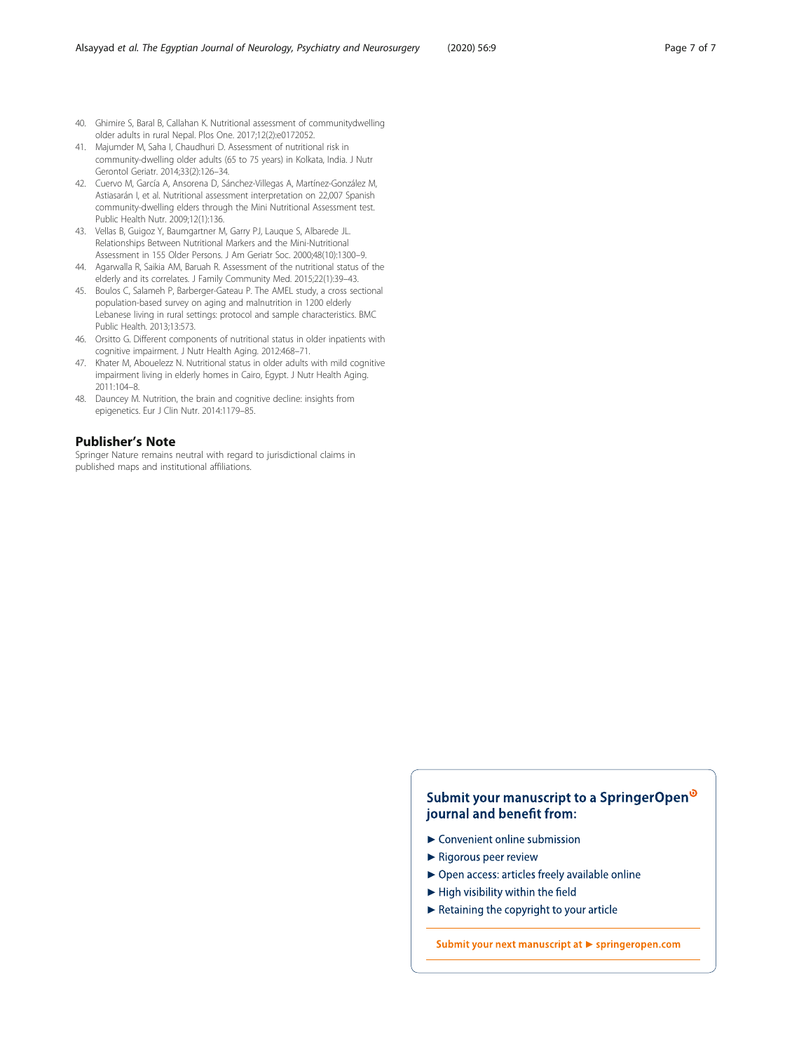40. Ghimire S, Baral B, Callahan K. Nutritional assessment of communitydwelling older adults in rural Nepal. Plos One. 2017;12(2):e0172052.
41. Majumder M, Saha I, Chaudhuri D. Assessment of nutritional risk in community-dwelling older adults (65 to 75 years) in Kolkata, India. J Nutr Gerontol Geriatr. 2014;33(2):126–34.
42. Cuervo M, García A, Ansorena D, Sánchez-Villegas A, Martínez-González M, Astiasarán I, et al. Nutritional assessment interpretation on 22,007 Spanish community-dwelling elders through the Mini Nutritional Assessment test. Public Health Nutr. 2009;12(1):136.
43. Vellas B, Guigoz Y, Baumgartner M, Garry PJ, Lauque S, Albarede JL. Relationships Between Nutritional Markers and the Mini-Nutritional Assessment in 155 Older Persons. J Am Geriatr Soc. 2000;48(10):1300–9.
44. Agarwalla R, Saikia AM, Baruah R. Assessment of the nutritional status of the elderly and its correlates. J Family Community Med. 2015;22(1):39–43.
45. Boulos C, Salameh P, Barberger-Gateau P. The AMEL study, a cross sectional population-based survey on aging and malnutrition in 1200 elderly Lebanese living in rural settings: protocol and sample characteristics. BMC Public Health. 2013;13:573.
46. Orsitto G. Different components of nutritional status in older inpatients with cognitive impairment. J Nutr Health Aging. 2012:468–71.
47. Khater M, Abouelezz N. Nutritional status in older adults with mild cognitive impairment living in elderly homes in Cairo, Egypt. J Nutr Health Aging. 2011:104–8.
48. Dauncey M. Nutrition, the brain and cognitive decline: insights from epigenetics. Eur J Clin Nutr. 2014:1179–85.

## Publisher's Note

Springer Nature remains neutral with regard to jurisdictional claims in published maps and institutional affiliations.

**Submit your manuscript to a SpringerOpen journal and benefit from:**

- ► Convenient online submission
- ► Rigorous peer review
- ► Open access: articles freely available online
- ► High visibility within the field
- ► Retaining the copyright to your article

**Submit your next manuscript at ► springeropen.com**